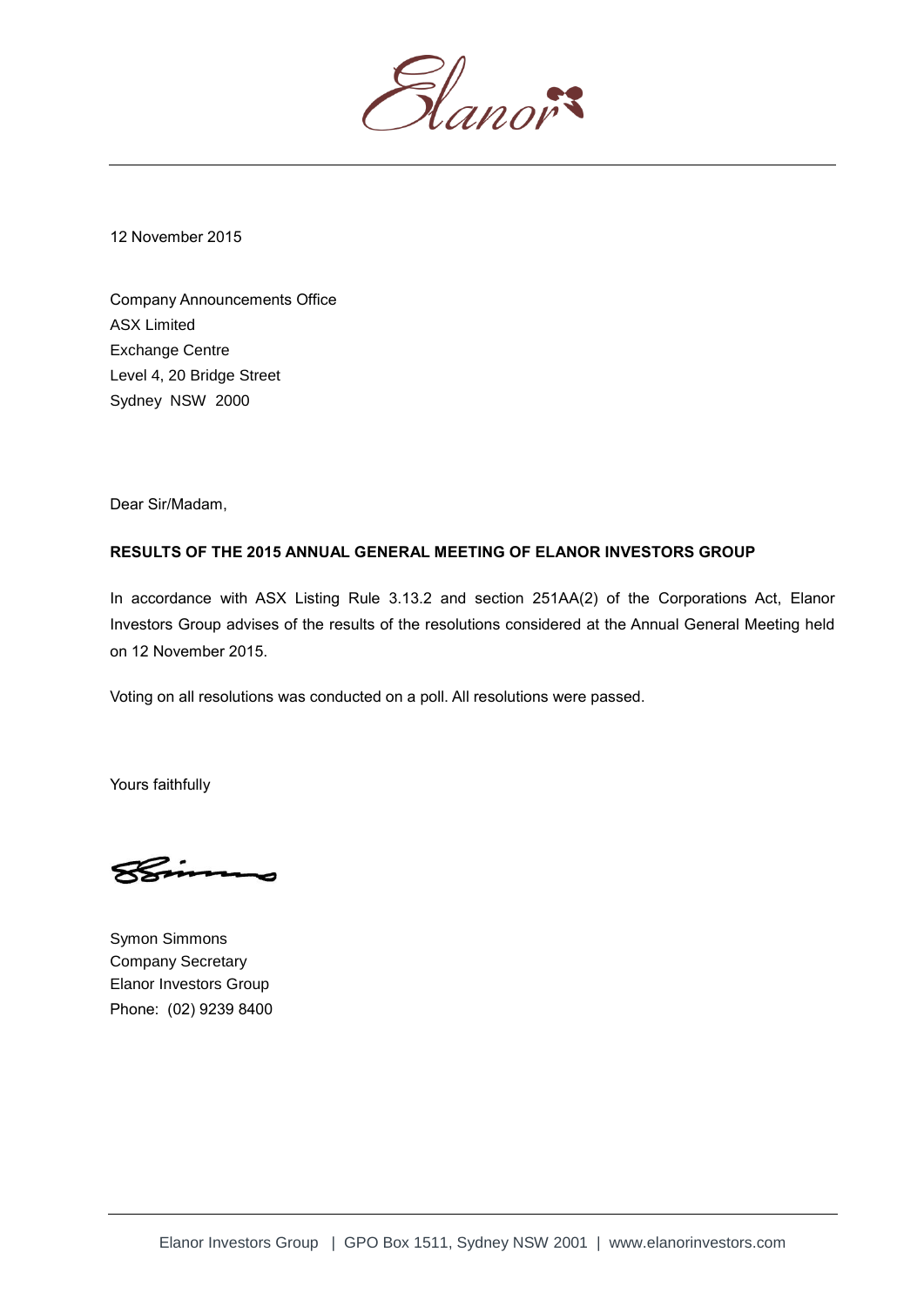Elanor

12 November 2015

Company Announcements Office
ASX Limited
Exchange Centre
Level 4, 20 Bridge Street
Sydney NSW 2000

Dear Sir/Madam,

**RESULTS OF THE 2015 ANNUAL GENERAL MEETING OF ELANOR INVESTORS GROUP**

In accordance with ASX Listing Rule 3.13.2 and section 251AA(2) of the Corporations Act, Elanor Investors Group advises of the results of the resolutions considered at the Annual General Meeting held on 12 November 2015.

Voting on all resolutions was conducted on a poll. All resolutions were passed.

Yours faithfully

Symon Simmons
Company Secretary
Elanor Investors Group
Phone: (02) 9239 8400

Elanor Investors Group | GPO Box 1511, Sydney NSW 2001 | www.elanorinvestors.com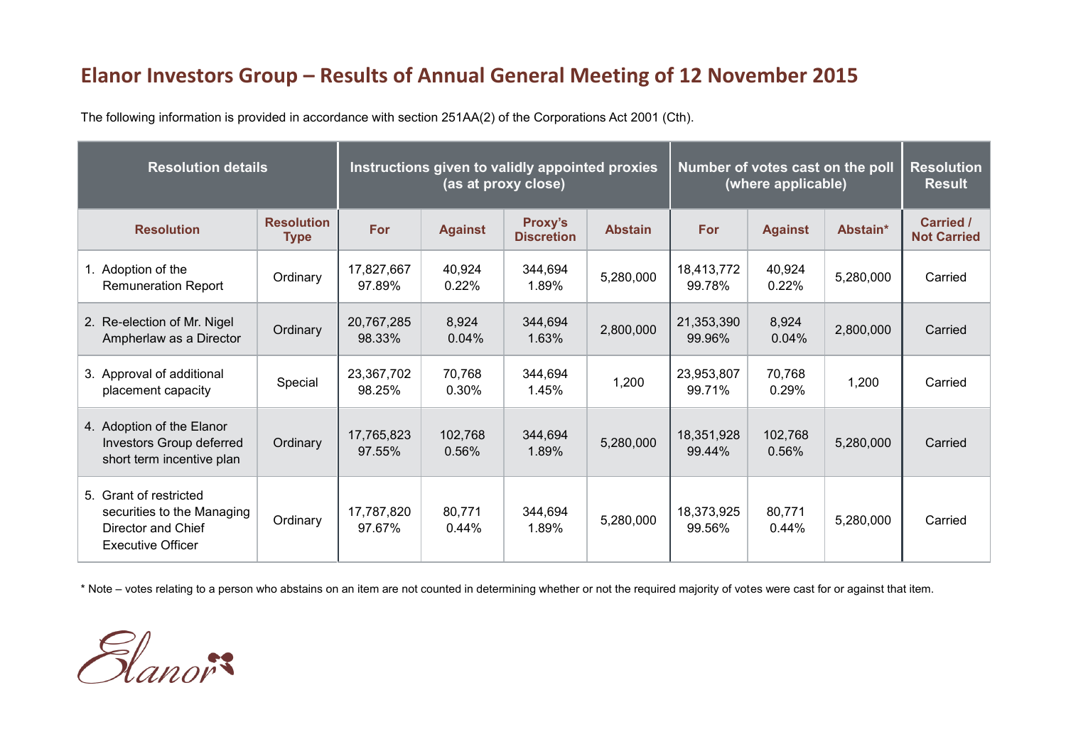# Elanor Investors Group – Results of Annual General Meeting of 12 November 2015

The following information is provided in accordance with section 251AA(2) of the Corporations Act 2001 (Cth).

| Resolution details | | Instructions given to validly appointed proxies (as at proxy close) | | | | Number of votes cast on the poll (where applicable) | | | Resolution Result |
|---|---|---|---|---|---|---|---|---|---|
| **Resolution** | **Resolution Type** | **For** | **Against** | **Proxy's Discretion** | **Abstain** | **For** | **Against** | **Abstain*** | **Carried / Not Carried** |
| 1. Adoption of the Remuneration Report | Ordinary | 17,827,667 97.89% | 40,924 0.22% | 344,694 1.89% | 5,280,000 | 18,413,772 99.78% | 40,924 0.22% | 5,280,000 | Carried |
| 2. Re-election of Mr. Nigel Ampherlaw as a Director | Ordinary | 20,767,285 98.33% | 8,924 0.04% | 344,694 1.63% | 2,800,000 | 21,353,390 99.96% | 8,924 0.04% | 2,800,000 | Carried |
| 3. Approval of additional placement capacity | Special | 23,367,702 98.25% | 70,768 0.30% | 344,694 1.45% | 1,200 | 23,953,807 99.71% | 70,768 0.29% | 1,200 | Carried |
| 4. Adoption of the Elanor Investors Group deferred short term incentive plan | Ordinary | 17,765,823 97.55% | 102,768 0.56% | 344,694 1.89% | 5,280,000 | 18,351,928 99.44% | 102,768 0.56% | 5,280,000 | Carried |
| 5. Grant of restricted securities to the Managing Director and Chief Executive Officer | Ordinary | 17,787,820 97.67% | 80,771 0.44% | 344,694 1.89% | 5,280,000 | 18,373,925 99.56% | 80,771 0.44% | 5,280,000 | Carried |

* Note – votes relating to a person who abstains on an item are not counted in determining whether or not the required majority of votes were cast for or against that item.

Elanor